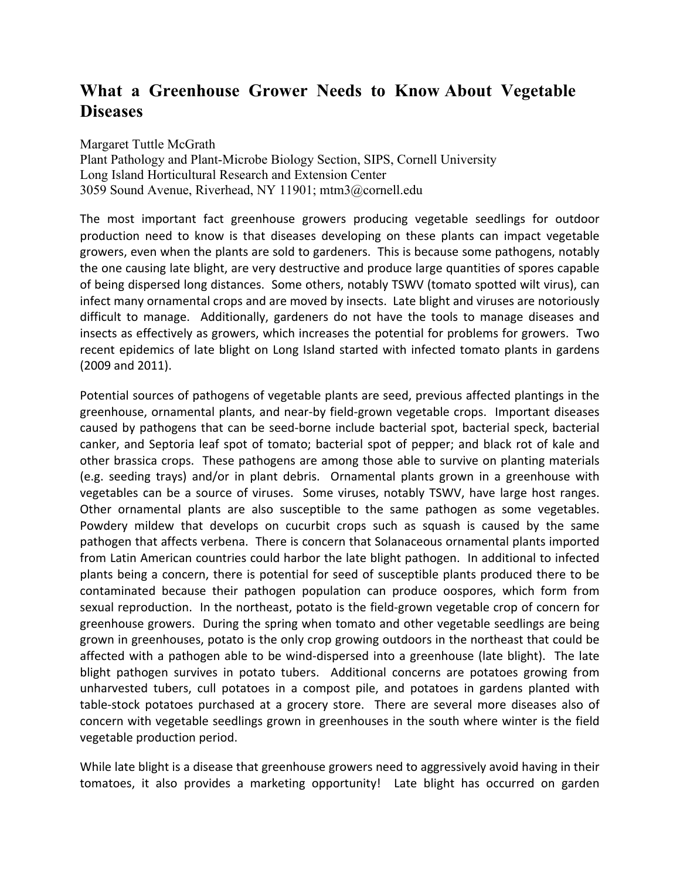# What a Greenhouse Grower Needs to Know About Vegetable Diseases

Margaret Tuttle McGrath
Plant Pathology and Plant-Microbe Biology Section, SIPS, Cornell University
Long Island Horticultural Research and Extension Center
3059 Sound Avenue, Riverhead, NY 11901; mtm3@cornell.edu

The most important fact greenhouse growers producing vegetable seedlings for outdoor production need to know is that diseases developing on these plants can impact vegetable growers, even when the plants are sold to gardeners. This is because some pathogens, notably the one causing late blight, are very destructive and produce large quantities of spores capable of being dispersed long distances. Some others, notably TSWV (tomato spotted wilt virus), can infect many ornamental crops and are moved by insects. Late blight and viruses are notoriously difficult to manage. Additionally, gardeners do not have the tools to manage diseases and insects as effectively as growers, which increases the potential for problems for growers. Two recent epidemics of late blight on Long Island started with infected tomato plants in gardens (2009 and 2011).

Potential sources of pathogens of vegetable plants are seed, previous affected plantings in the greenhouse, ornamental plants, and near-by field-grown vegetable crops. Important diseases caused by pathogens that can be seed-borne include bacterial spot, bacterial speck, bacterial canker, and Septoria leaf spot of tomato; bacterial spot of pepper; and black rot of kale and other brassica crops. These pathogens are among those able to survive on planting materials (e.g. seeding trays) and/or in plant debris. Ornamental plants grown in a greenhouse with vegetables can be a source of viruses. Some viruses, notably TSWV, have large host ranges. Other ornamental plants are also susceptible to the same pathogen as some vegetables. Powdery mildew that develops on cucurbit crops such as squash is caused by the same pathogen that affects verbena. There is concern that Solanaceous ornamental plants imported from Latin American countries could harbor the late blight pathogen. In additional to infected plants being a concern, there is potential for seed of susceptible plants produced there to be contaminated because their pathogen population can produce oospores, which form from sexual reproduction. In the northeast, potato is the field-grown vegetable crop of concern for greenhouse growers. During the spring when tomato and other vegetable seedlings are being grown in greenhouses, potato is the only crop growing outdoors in the northeast that could be affected with a pathogen able to be wind-dispersed into a greenhouse (late blight). The late blight pathogen survives in potato tubers. Additional concerns are potatoes growing from unharvested tubers, cull potatoes in a compost pile, and potatoes in gardens planted with table-stock potatoes purchased at a grocery store. There are several more diseases also of concern with vegetable seedlings grown in greenhouses in the south where winter is the field vegetable production period.

While late blight is a disease that greenhouse growers need to aggressively avoid having in their tomatoes, it also provides a marketing opportunity! Late blight has occurred on garden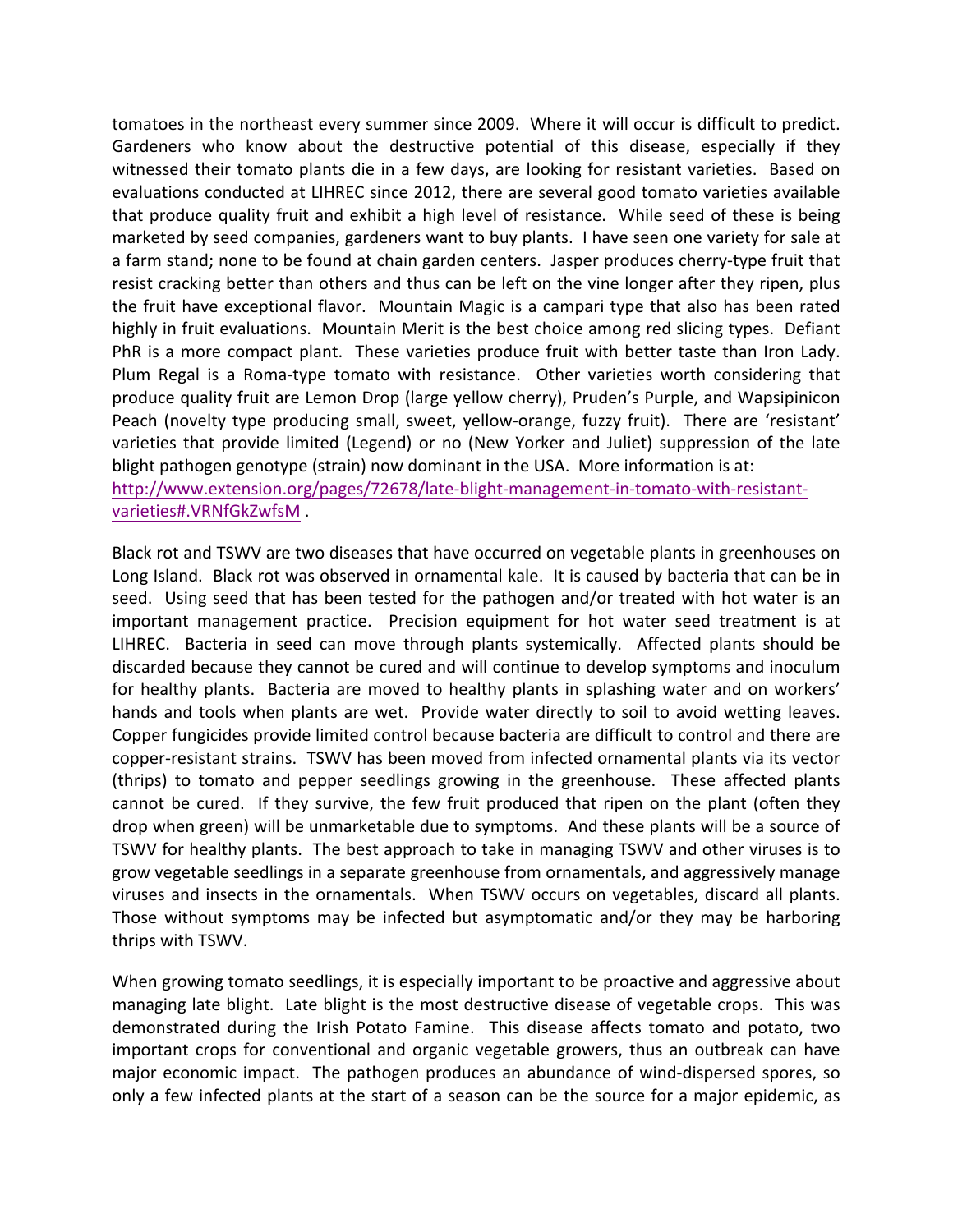tomatoes in the northeast every summer since 2009. Where it will occur is difficult to predict. Gardeners who know about the destructive potential of this disease, especially if they witnessed their tomato plants die in a few days, are looking for resistant varieties. Based on evaluations conducted at LIHREC since 2012, there are several good tomato varieties available that produce quality fruit and exhibit a high level of resistance. While seed of these is being marketed by seed companies, gardeners want to buy plants. I have seen one variety for sale at a farm stand; none to be found at chain garden centers. Jasper produces cherry-type fruit that resist cracking better than others and thus can be left on the vine longer after they ripen, plus the fruit have exceptional flavor. Mountain Magic is a campari type that also has been rated highly in fruit evaluations. Mountain Merit is the best choice among red slicing types. Defiant PhR is a more compact plant. These varieties produce fruit with better taste than Iron Lady. Plum Regal is a Roma-type tomato with resistance. Other varieties worth considering that produce quality fruit are Lemon Drop (large yellow cherry), Pruden's Purple, and Wapsipinicon Peach (novelty type producing small, sweet, yellow-orange, fuzzy fruit). There are 'resistant' varieties that provide limited (Legend) or no (New Yorker and Juliet) suppression of the late blight pathogen genotype (strain) now dominant in the USA. More information is at: [http://www.extension.org/pages/72678/late-blight-management-in-tomato-with-resistant-varieties#.VRNfGkZwfsM](http://www.extension.org/pages/72678/late-blight-management-in-tomato-with-resistant-varieties#.VRNfGkZwfsM) .

Black rot and TSWV are two diseases that have occurred on vegetable plants in greenhouses on Long Island. Black rot was observed in ornamental kale. It is caused by bacteria that can be in seed. Using seed that has been tested for the pathogen and/or treated with hot water is an important management practice. Precision equipment for hot water seed treatment is at LIHREC. Bacteria in seed can move through plants systemically. Affected plants should be discarded because they cannot be cured and will continue to develop symptoms and inoculum for healthy plants. Bacteria are moved to healthy plants in splashing water and on workers' hands and tools when plants are wet. Provide water directly to soil to avoid wetting leaves. Copper fungicides provide limited control because bacteria are difficult to control and there are copper-resistant strains. TSWV has been moved from infected ornamental plants via its vector (thrips) to tomato and pepper seedlings growing in the greenhouse. These affected plants cannot be cured. If they survive, the few fruit produced that ripen on the plant (often they drop when green) will be unmarketable due to symptoms. And these plants will be a source of TSWV for healthy plants. The best approach to take in managing TSWV and other viruses is to grow vegetable seedlings in a separate greenhouse from ornamentals, and aggressively manage viruses and insects in the ornamentals. When TSWV occurs on vegetables, discard all plants. Those without symptoms may be infected but asymptomatic and/or they may be harboring thrips with TSWV.

When growing tomato seedlings, it is especially important to be proactive and aggressive about managing late blight. Late blight is the most destructive disease of vegetable crops. This was demonstrated during the Irish Potato Famine. This disease affects tomato and potato, two important crops for conventional and organic vegetable growers, thus an outbreak can have major economic impact. The pathogen produces an abundance of wind-dispersed spores, so only a few infected plants at the start of a season can be the source for a major epidemic, as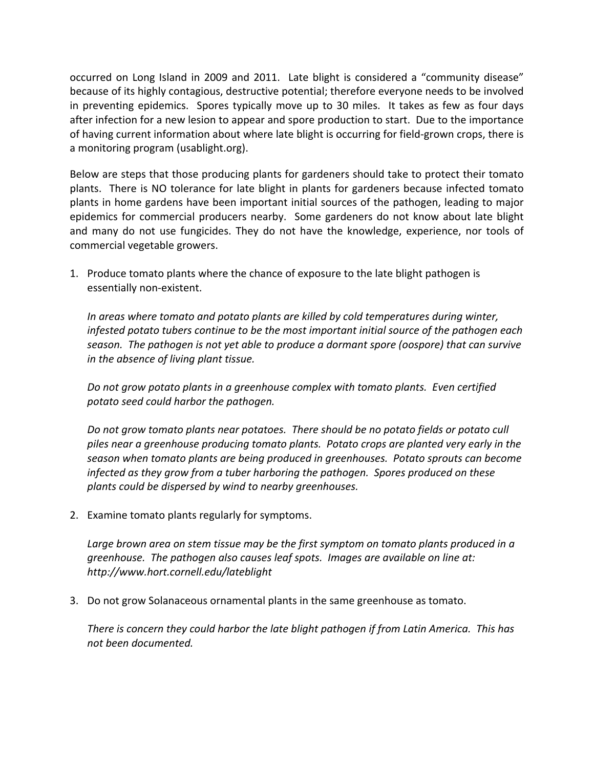occurred on Long Island in 2009 and 2011. Late blight is considered a "community disease" because of its highly contagious, destructive potential; therefore everyone needs to be involved in preventing epidemics. Spores typically move up to 30 miles. It takes as few as four days after infection for a new lesion to appear and spore production to start. Due to the importance of having current information about where late blight is occurring for field-grown crops, there is a monitoring program (usablight.org).

Below are steps that those producing plants for gardeners should take to protect their tomato plants. There is NO tolerance for late blight in plants for gardeners because infected tomato plants in home gardens have been important initial sources of the pathogen, leading to major epidemics for commercial producers nearby. Some gardeners do not know about late blight and many do not use fungicides. They do not have the knowledge, experience, nor tools of commercial vegetable growers.

1. Produce tomato plants where the chance of exposure to the late blight pathogen is essentially non-existent.

   *In areas where tomato and potato plants are killed by cold temperatures during winter, infested potato tubers continue to be the most important initial source of the pathogen each season. The pathogen is not yet able to produce a dormant spore (oospore) that can survive in the absence of living plant tissue.*

   *Do not grow potato plants in a greenhouse complex with tomato plants. Even certified potato seed could harbor the pathogen.*

   *Do not grow tomato plants near potatoes. There should be no potato fields or potato cull piles near a greenhouse producing tomato plants. Potato crops are planted very early in the season when tomato plants are being produced in greenhouses. Potato sprouts can become infected as they grow from a tuber harboring the pathogen. Spores produced on these plants could be dispersed by wind to nearby greenhouses.*

2. Examine tomato plants regularly for symptoms.

   *Large brown area on stem tissue may be the first symptom on tomato plants produced in a greenhouse. The pathogen also causes leaf spots. Images are available on line at: http://www.hort.cornell.edu/lateblight*

3. Do not grow Solanaceous ornamental plants in the same greenhouse as tomato.

   *There is concern they could harbor the late blight pathogen if from Latin America. This has not been documented.*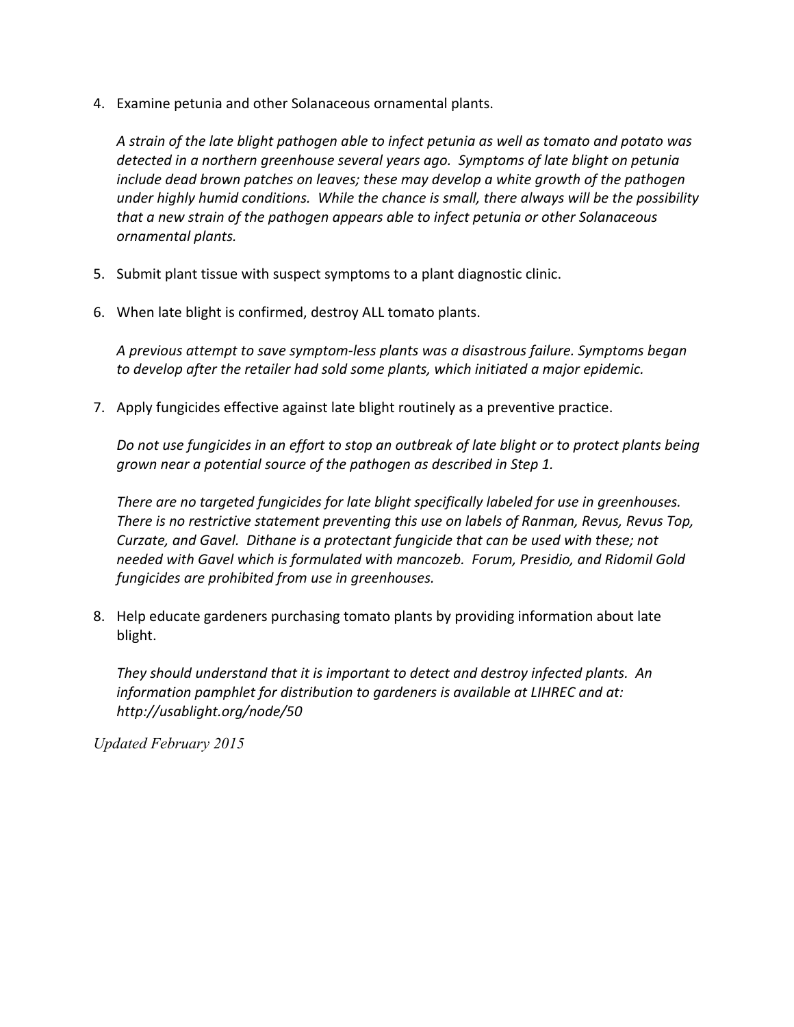4. Examine petunia and other Solanaceous ornamental plants.

   *A strain of the late blight pathogen able to infect petunia as well as tomato and potato was detected in a northern greenhouse several years ago. Symptoms of late blight on petunia include dead brown patches on leaves; these may develop a white growth of the pathogen under highly humid conditions. While the chance is small, there always will be the possibility that a new strain of the pathogen appears able to infect petunia or other Solanaceous ornamental plants.*

5. Submit plant tissue with suspect symptoms to a plant diagnostic clinic.

6. When late blight is confirmed, destroy ALL tomato plants.

   *A previous attempt to save symptom-less plants was a disastrous failure. Symptoms began to develop after the retailer had sold some plants, which initiated a major epidemic.*

7. Apply fungicides effective against late blight routinely as a preventive practice.

   *Do not use fungicides in an effort to stop an outbreak of late blight or to protect plants being grown near a potential source of the pathogen as described in Step 1.*

   *There are no targeted fungicides for late blight specifically labeled for use in greenhouses. There is no restrictive statement preventing this use on labels of Ranman, Revus, Revus Top, Curzate, and Gavel. Dithane is a protectant fungicide that can be used with these; not needed with Gavel which is formulated with mancozeb. Forum, Presidio, and Ridomil Gold fungicides are prohibited from use in greenhouses.*

8. Help educate gardeners purchasing tomato plants by providing information about late blight.

   *They should understand that it is important to detect and destroy infected plants. An information pamphlet for distribution to gardeners is available at LIHREC and at: http://usablight.org/node/50*

*Updated February 2015*